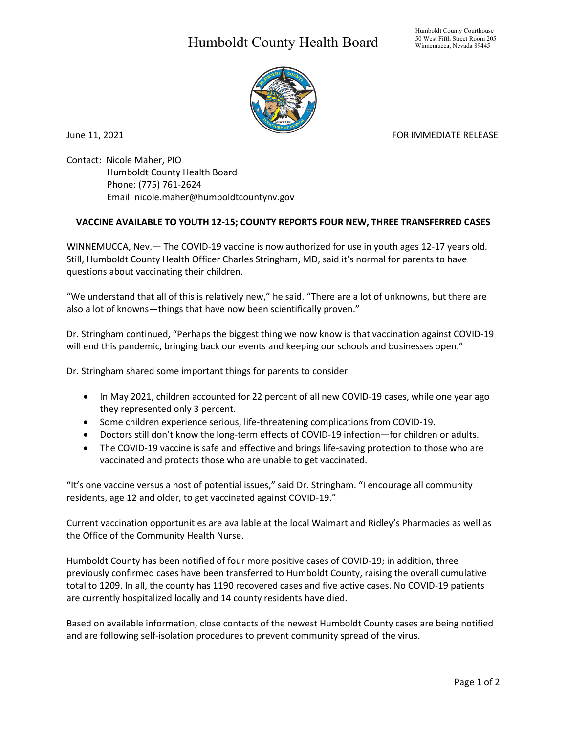# Humboldt County Health Board

Humboldt County Courthouse
50 West Fifth Street Room 205
Winnemucca, Nevada 89445

June 11, 2021

FOR IMMEDIATE RELEASE

Contact: Nicole Maher, PIO
Humboldt County Health Board
Phone: (775) 761-2624
Email: nicole.maher@humboldtcountynv.gov

**VACCINE AVAILABLE TO YOUTH 12-15; COUNTY REPORTS FOUR NEW, THREE TRANSFERRED CASES**

WINNEMUCCA, Nev.— The COVID-19 vaccine is now authorized for use in youth ages 12-17 years old. Still, Humboldt County Health Officer Charles Stringham, MD, said it's normal for parents to have questions about vaccinating their children.

"We understand that all of this is relatively new," he said. "There are a lot of unknowns, but there are also a lot of knowns—things that have now been scientifically proven."

Dr. Stringham continued, "Perhaps the biggest thing we now know is that vaccination against COVID-19 will end this pandemic, bringing back our events and keeping our schools and businesses open."

Dr. Stringham shared some important things for parents to consider:

- In May 2021, children accounted for 22 percent of all new COVID-19 cases, while one year ago they represented only 3 percent.
- Some children experience serious, life-threatening complications from COVID-19.
- Doctors still don't know the long-term effects of COVID-19 infection—for children or adults.
- The COVID-19 vaccine is safe and effective and brings life-saving protection to those who are vaccinated and protects those who are unable to get vaccinated.

"It's one vaccine versus a host of potential issues," said Dr. Stringham. "I encourage all community residents, age 12 and older, to get vaccinated against COVID-19."

Current vaccination opportunities are available at the local Walmart and Ridley's Pharmacies as well as the Office of the Community Health Nurse.

Humboldt County has been notified of four more positive cases of COVID-19; in addition, three previously confirmed cases have been transferred to Humboldt County, raising the overall cumulative total to 1209. In all, the county has 1190 recovered cases and five active cases. No COVID-19 patients are currently hospitalized locally and 14 county residents have died.

Based on available information, close contacts of the newest Humboldt County cases are being notified and are following self-isolation procedures to prevent community spread of the virus.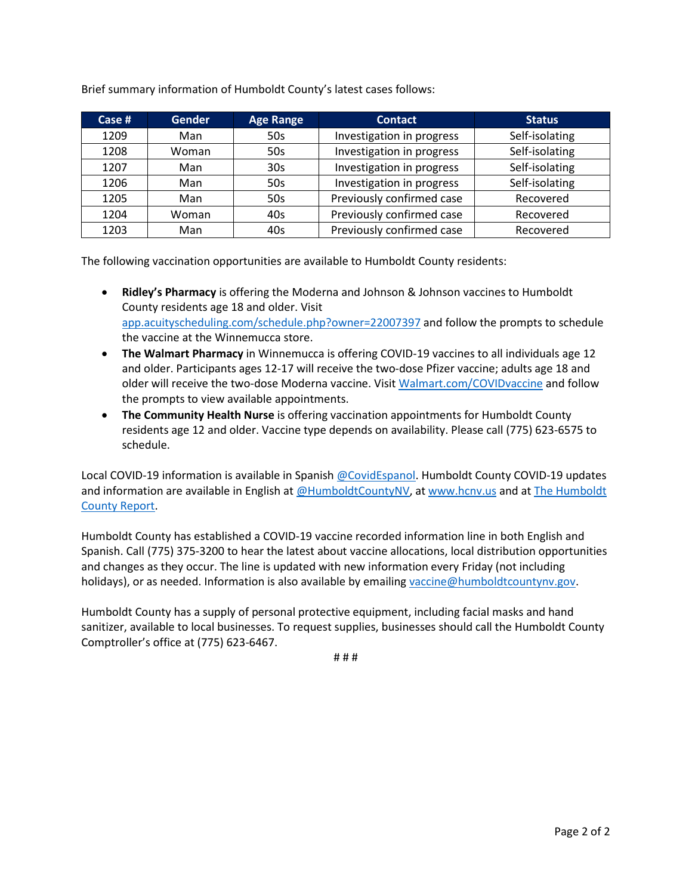Brief summary information of Humboldt County's latest cases follows:

| Case # | Gender | Age Range | Contact | Status |
|---|---|---|---|---|
| 1209 | Man | 50s | Investigation in progress | Self-isolating |
| 1208 | Woman | 50s | Investigation in progress | Self-isolating |
| 1207 | Man | 30s | Investigation in progress | Self-isolating |
| 1206 | Man | 50s | Investigation in progress | Self-isolating |
| 1205 | Man | 50s | Previously confirmed case | Recovered |
| 1204 | Woman | 40s | Previously confirmed case | Recovered |
| 1203 | Man | 40s | Previously confirmed case | Recovered |

The following vaccination opportunities are available to Humboldt County residents:

- **Ridley's Pharmacy** is offering the Moderna and Johnson & Johnson vaccines to Humboldt County residents age 18 and older. Visit app.acuityscheduling.com/schedule.php?owner=22007397 and follow the prompts to schedule the vaccine at the Winnemucca store.
- **The Walmart Pharmacy** in Winnemucca is offering COVID-19 vaccines to all individuals age 12 and older. Participants ages 12-17 will receive the two-dose Pfizer vaccine; adults age 18 and older will receive the two-dose Moderna vaccine. Visit Walmart.com/COVIDvaccine and follow the prompts to view available appointments.
- **The Community Health Nurse** is offering vaccination appointments for Humboldt County residents age 12 and older. Vaccine type depends on availability. Please call (775) 623-6575 to schedule.

Local COVID-19 information is available in Spanish @CovidEspanol. Humboldt County COVID-19 updates and information are available in English at @HumboldtCountyNV, at www.hcnv.us and at The Humboldt County Report.

Humboldt County has established a COVID-19 vaccine recorded information line in both English and Spanish. Call (775) 375-3200 to hear the latest about vaccine allocations, local distribution opportunities and changes as they occur. The line is updated with new information every Friday (not including holidays), or as needed. Information is also available by emailing vaccine@humboldtcountynv.gov.

Humboldt County has a supply of personal protective equipment, including facial masks and hand sanitizer, available to local businesses. To request supplies, businesses should call the Humboldt County Comptroller's office at (775) 623-6467.

# # #